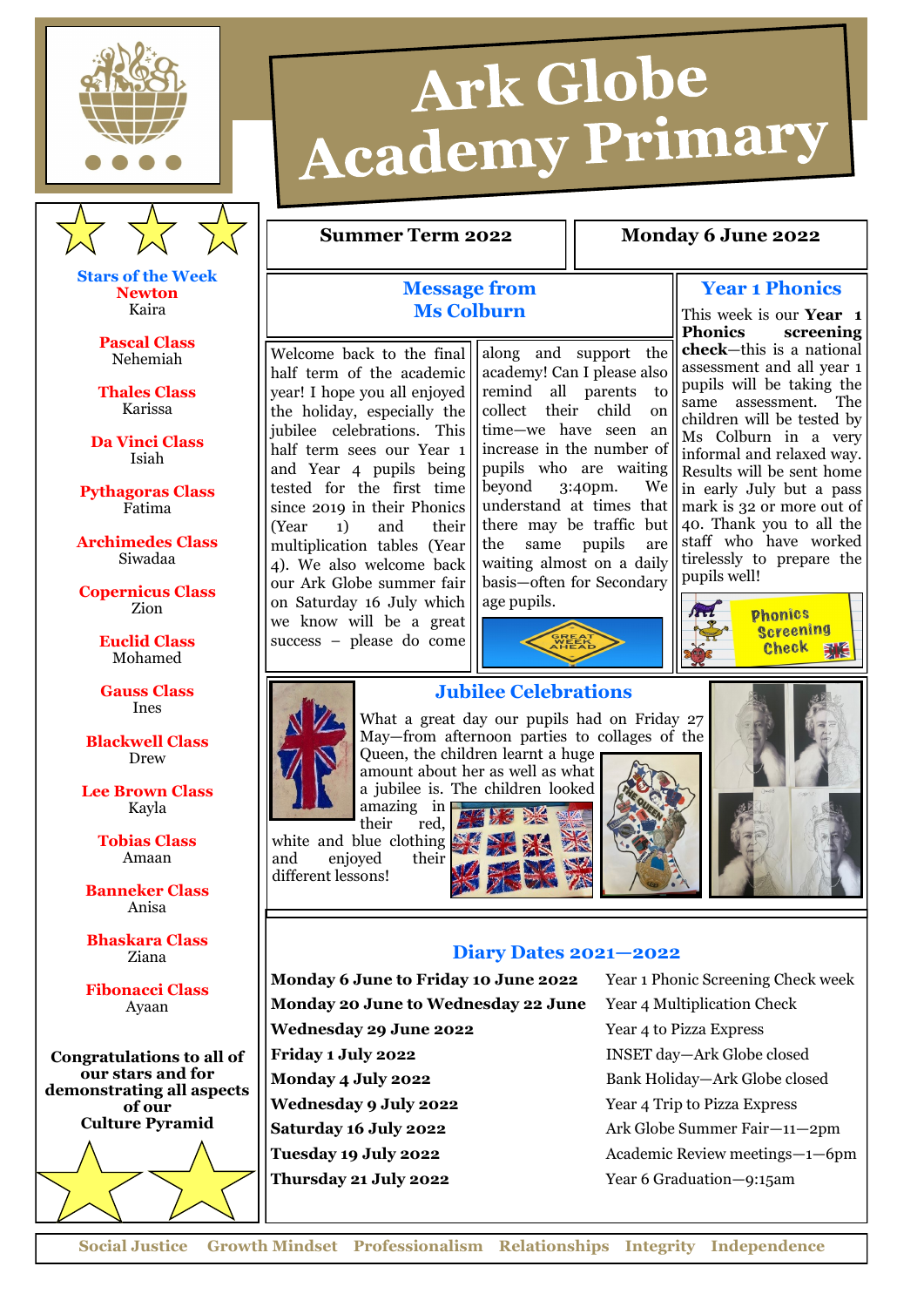# Ark Globe Academy Primary

**Summer Term 2022** | **Monday 6 June 2022**

## Message from Ms Colburn

Welcome back to the final half term of the academic year! I hope you all enjoyed the holiday, especially the jubilee celebrations. This half term sees our Year 1 and Year 4 pupils being tested for the first time since 2019 in their Phonics (Year 1) and their multiplication tables (Year 4). We also welcome back our Ark Globe summer fair on Saturday 16 July which we know will be a great success – please do come along and support the academy! Can I please also remind all parents to collect their child on time—we have seen an increase in the number of pupils who are waiting beyond 3:40pm. We understand at times that there may be traffic but the same pupils are waiting almost on a daily basis—often for Secondary age pupils.

GREAT WEEK AHEAD

## Year 1 Phonics

This week is our **Year 1 Phonics screening check**—this is a national assessment and all year 1 pupils will be taking the same assessment. The children will be tested by Ms Colburn in a very informal and relaxed way. Results will be sent home in early July but a pass mark is 32 or more out of 40. Thank you to all the staff who have worked tirelessly to prepare the pupils well!

Phonics Screening Check

## Jubilee Celebrations

What a great day our pupils had on Friday 27 May—from afternoon parties to collages of the Queen, the children learnt a huge amount about her as well as what a jubilee is. The children looked amazing in their red, white and blue clothing and enjoyed their different lessons!

## Diary Dates 2021—2022

| | |
|---|---|
| **Monday 6 June to Friday 10 June 2022** | Year 1 Phonic Screening Check week |
| **Monday 20 June to Wednesday 22 June** | Year 4 Multiplication Check |
| **Wednesday 29 June 2022** | Year 4 to Pizza Express |
| **Friday 1 July 2022** | INSET day—Ark Globe closed |
| **Monday 4 July 2022** | Bank Holiday—Ark Globe closed |
| **Wednesday 9 July 2022** | Year 4 Trip to Pizza Express |
| **Saturday 16 July 2022** | Ark Globe Summer Fair—11—2pm |
| **Tuesday 19 July 2022** | Academic Review meetings—1—6pm |
| **Thursday 21 July 2022** | Year 6 Graduation—9:15am |

## Stars of the Week

**Newton**
Kaira

**Pascal Class**
Nehemiah

**Thales Class**
Karissa

**Da Vinci Class**
Isiah

**Pythagoras Class**
Fatima

**Archimedes Class**
Siwadaa

**Copernicus Class**
Zion

**Euclid Class**
Mohamed

**Gauss Class**
Ines

**Blackwell Class**
Drew

**Lee Brown Class**
Kayla

**Tobias Class**
Amaan

**Banneker Class**
Anisa

**Bhaskara Class**
Ziana

**Fibonacci Class**
Ayaan

**Congratulations to all of our stars and for demonstrating all aspects of our Culture Pyramid**

Social Justice Growth Mindset Professionalism Relationships Integrity Independence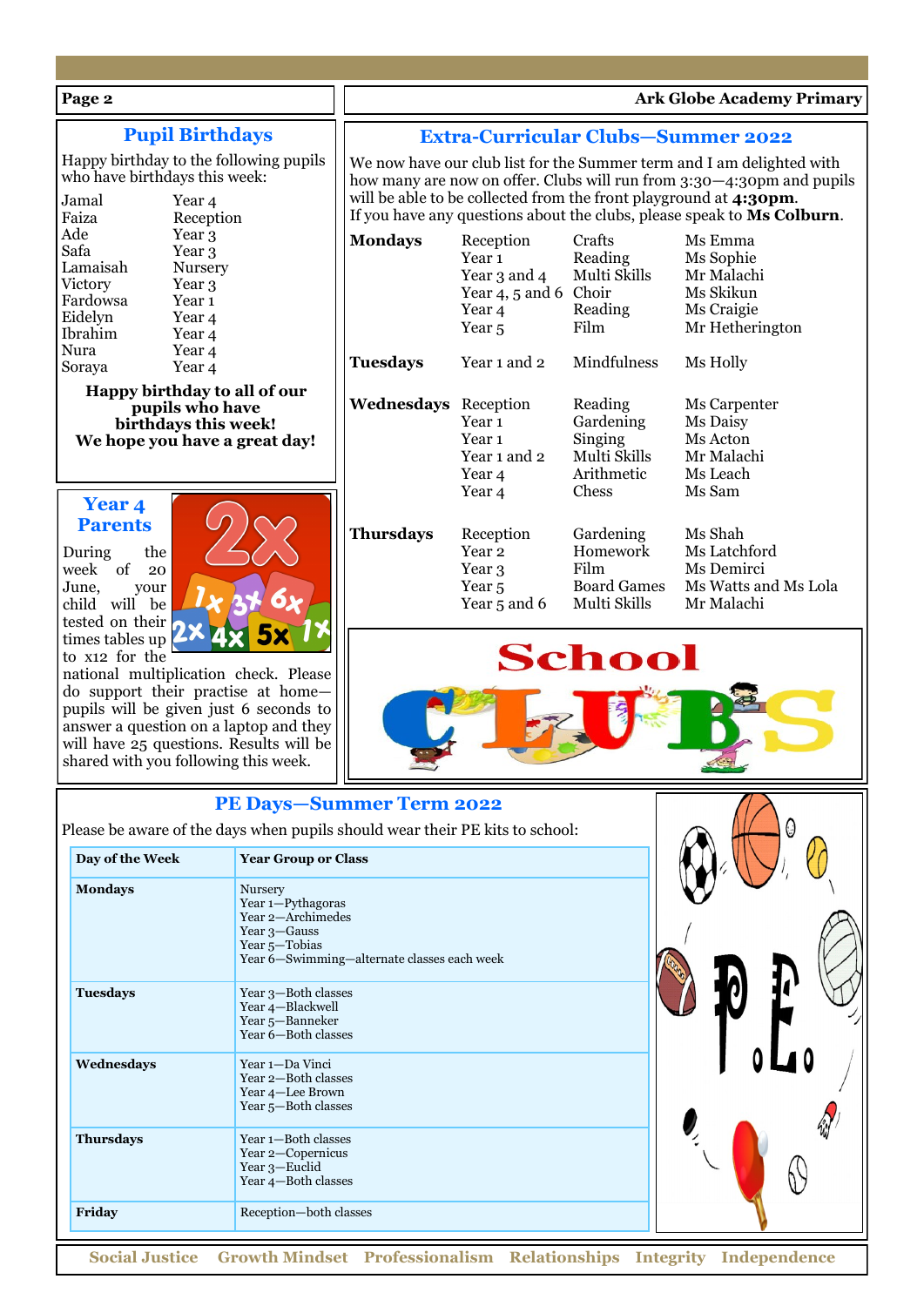## Pupil Birthdays

Happy birthday to the following pupils who have birthdays this week:

| | |
|---|---|
| Jamal | Year 4 |
| Faiza | Reception |
| Ade | Year 3 |
| Safa | Year 3 |
| Lamaisah | Nursery |
| Victory | Year 3 |
| Fardowsa | Year 1 |
| Eidelyn | Year 4 |
| Ibrahim | Year 4 |
| Nura | Year 4 |
| Soraya | Year 4 |

**Happy birthday to all of our pupils who have birthdays this week!**
**We hope you have a great day!**

## Year 4 Parents

During the week of 20 June, your child will be tested on their times tables up to x12 for the national multiplication check. Please do support their practise at home—pupils will be given just 6 seconds to answer a question on a laptop and they will have 25 questions. Results will be shared with you following this week.

## Extra-Curricular Clubs—Summer 2022

We now have our club list for the Summer term and I am delighted with how many are now on offer. Clubs will run from 3:30—4:30pm and pupils will be able to be collected from the front playground at **4:30pm**.
If you have any questions about the clubs, please speak to **Ms Colburn**.

| | | | |
|---|---|---|---|
| **Mondays** | Reception | Crafts | Ms Emma |
| | Year 1 | Reading | Ms Sophie |
| | Year 3 and 4 | Multi Skills | Mr Malachi |
| | Year 4, 5 and 6 | Choir | Ms Skikun |
| | Year 4 | Reading | Ms Craigie |
| | Year 5 | Film | Mr Hetherington |
| **Tuesdays** | Year 1 and 2 | Mindfulness | Ms Holly |
| **Wednesdays** | Reception | Reading | Ms Carpenter |
| | Year 1 | Gardening | Ms Daisy |
| | Year 1 | Singing | Ms Acton |
| | Year 1 and 2 | Multi Skills | Mr Malachi |
| | Year 4 | Arithmetic | Ms Leach |
| | Year 4 | Chess | Ms Sam |
| **Thursdays** | Reception | Gardening | Ms Shah |
| | Year 2 | Homework | Ms Latchford |
| | Year 3 | Film | Ms Demirci |
| | Year 5 | Board Games | Ms Watts and Ms Lola |
| | Year 5 and 6 | Multi Skills | Mr Malachi |

## PE Days—Summer Term 2022

Please be aware of the days when pupils should wear their PE kits to school:

| Day of the Week | Year Group or Class |
|---|---|
| **Mondays** | Nursery<br>Year 1—Pythagoras<br>Year 2—Archimedes<br>Year 3—Gauss<br>Year 5—Tobias<br>Year 6—Swimming—alternate classes each week |
| **Tuesdays** | Year 3—Both classes<br>Year 4—Blackwell<br>Year 5—Banneker<br>Year 6—Both classes |
| **Wednesdays** | Year 1—Da Vinci<br>Year 2—Both classes<br>Year 4—Lee Brown<br>Year 5—Both classes |
| **Thursdays** | Year 1—Both classes<br>Year 2—Copernicus<br>Year 3—Euclid<br>Year 4—Both classes |
| **Friday** | Reception—both classes |

Social Justice Growth Mindset Professionalism Relationships Integrity Independence